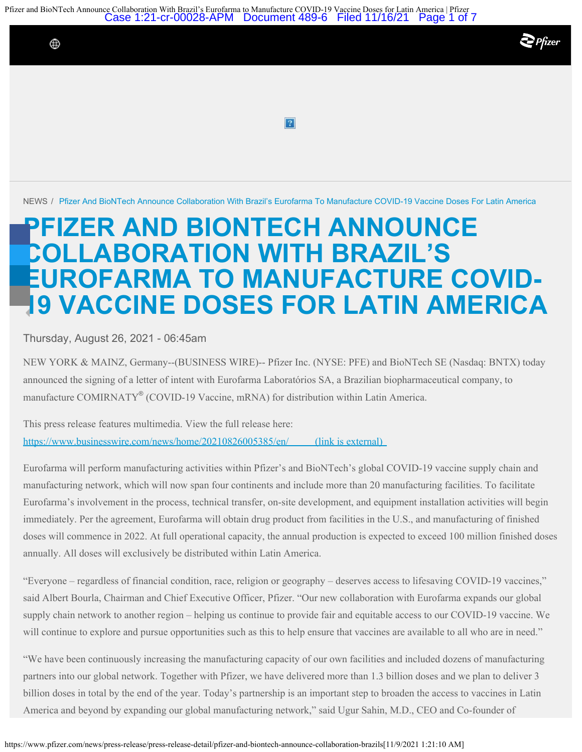NEWS / Pfizer And BioNTech Announce Collaboration With Brazil's Eurofarma To Manufacture COVID-19 Vaccine Doses For Latin America

# PFIZER AND BIONTECH ANNOUNCE COLLABORATION WITH BRAZIL'S EUROFARMA TO MANUFACTURE COVID-19 VACCINE DOSES FOR LATIN AMERICA

Thursday, August 26, 2021 - 06:45am

NEW YORK & MAINZ, Germany--(BUSINESS WIRE)-- Pfizer Inc. (NYSE: PFE) and BioNTech SE (Nasdaq: BNTX) today announced the signing of a letter of intent with Eurofarma Laboratórios SA, a Brazilian biopharmaceutical company, to manufacture COMIRNATY® (COVID-19 Vaccine, mRNA) for distribution within Latin America.

This press release features multimedia. View the full release here: https://www.businesswire.com/news/home/20210826005385/en/ (link is external)

Eurofarma will perform manufacturing activities within Pfizer's and BioNTech's global COVID-19 vaccine supply chain and manufacturing network, which will now span four continents and include more than 20 manufacturing facilities. To facilitate Eurofarma's involvement in the process, technical transfer, on-site development, and equipment installation activities will begin immediately. Per the agreement, Eurofarma will obtain drug product from facilities in the U.S., and manufacturing of finished doses will commence in 2022. At full operational capacity, the annual production is expected to exceed 100 million finished doses annually. All doses will exclusively be distributed within Latin America.

"Everyone – regardless of financial condition, race, religion or geography – deserves access to lifesaving COVID-19 vaccines," said Albert Bourla, Chairman and Chief Executive Officer, Pfizer. "Our new collaboration with Eurofarma expands our global supply chain network to another region – helping us continue to provide fair and equitable access to our COVID-19 vaccine. We will continue to explore and pursue opportunities such as this to help ensure that vaccines are available to all who are in need."

"We have been continuously increasing the manufacturing capacity of our own facilities and included dozens of manufacturing partners into our global network. Together with Pfizer, we have delivered more than 1.3 billion doses and we plan to deliver 3 billion doses in total by the end of the year. Today's partnership is an important step to broaden the access to vaccines in Latin America and beyond by expanding our global manufacturing network," said Ugur Sahin, M.D., CEO and Co-founder of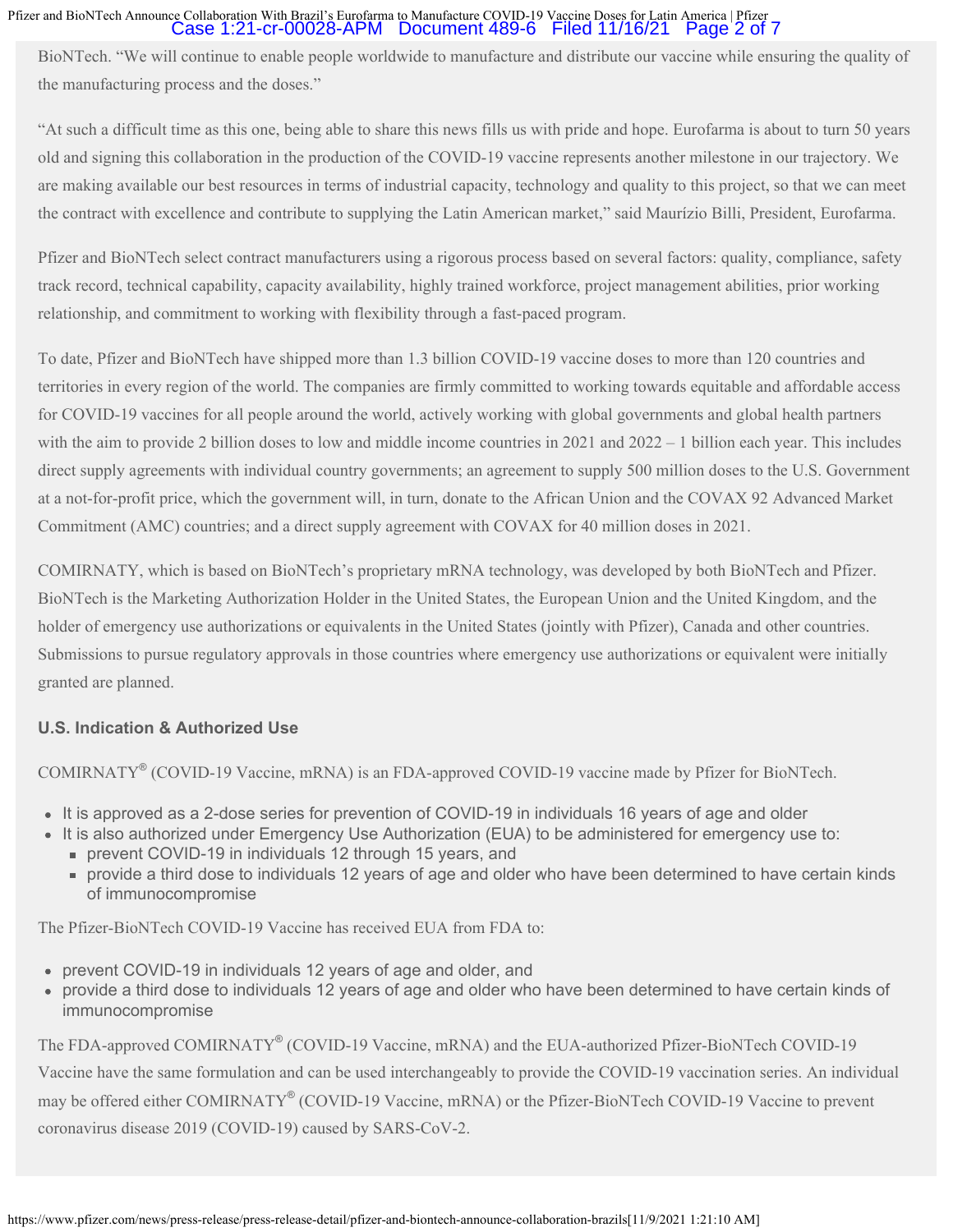BioNTech. "We will continue to enable people worldwide to manufacture and distribute our vaccine while ensuring the quality of the manufacturing process and the doses."

"At such a difficult time as this one, being able to share this news fills us with pride and hope. Eurofarma is about to turn 50 years old and signing this collaboration in the production of the COVID-19 vaccine represents another milestone in our trajectory. We are making available our best resources in terms of industrial capacity, technology and quality to this project, so that we can meet the contract with excellence and contribute to supplying the Latin American market," said Maurízio Billi, President, Eurofarma.

Pfizer and BioNTech select contract manufacturers using a rigorous process based on several factors: quality, compliance, safety track record, technical capability, capacity availability, highly trained workforce, project management abilities, prior working relationship, and commitment to working with flexibility through a fast-paced program.

To date, Pfizer and BioNTech have shipped more than 1.3 billion COVID-19 vaccine doses to more than 120 countries and territories in every region of the world. The companies are firmly committed to working towards equitable and affordable access for COVID-19 vaccines for all people around the world, actively working with global governments and global health partners with the aim to provide 2 billion doses to low and middle income countries in 2021 and 2022 – 1 billion each year. This includes direct supply agreements with individual country governments; an agreement to supply 500 million doses to the U.S. Government at a not-for-profit price, which the government will, in turn, donate to the African Union and the COVAX 92 Advanced Market Commitment (AMC) countries; and a direct supply agreement with COVAX for 40 million doses in 2021.

COMIRNATY, which is based on BioNTech's proprietary mRNA technology, was developed by both BioNTech and Pfizer. BioNTech is the Marketing Authorization Holder in the United States, the European Union and the United Kingdom, and the holder of emergency use authorizations or equivalents in the United States (jointly with Pfizer), Canada and other countries. Submissions to pursue regulatory approvals in those countries where emergency use authorizations or equivalent were initially granted are planned.

**U.S. Indication & Authorized Use**

COMIRNATY® (COVID-19 Vaccine, mRNA) is an FDA-approved COVID-19 vaccine made by Pfizer for BioNTech.

- It is approved as a 2-dose series for prevention of COVID-19 in individuals 16 years of age and older
- It is also authorized under Emergency Use Authorization (EUA) to be administered for emergency use to:
  - prevent COVID-19 in individuals 12 through 15 years, and
  - provide a third dose to individuals 12 years of age and older who have been determined to have certain kinds of immunocompromise

The Pfizer-BioNTech COVID-19 Vaccine has received EUA from FDA to:

- prevent COVID-19 in individuals 12 years of age and older, and
- provide a third dose to individuals 12 years of age and older who have been determined to have certain kinds of immunocompromise

The FDA-approved COMIRNATY® (COVID-19 Vaccine, mRNA) and the EUA-authorized Pfizer-BioNTech COVID-19 Vaccine have the same formulation and can be used interchangeably to provide the COVID-19 vaccination series. An individual may be offered either COMIRNATY® (COVID-19 Vaccine, mRNA) or the Pfizer-BioNTech COVID-19 Vaccine to prevent coronavirus disease 2019 (COVID-19) caused by SARS-CoV-2.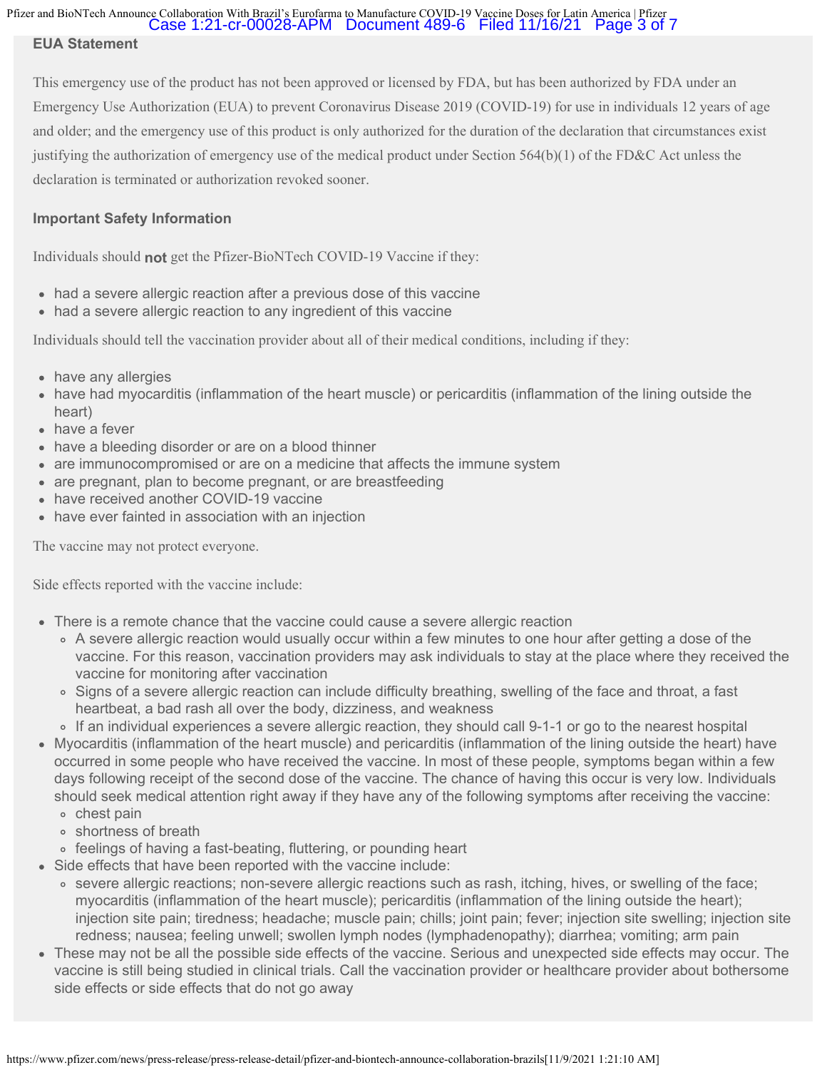**EUA Statement**

This emergency use of the product has not been approved or licensed by FDA, but has been authorized by FDA under an Emergency Use Authorization (EUA) to prevent Coronavirus Disease 2019 (COVID-19) for use in individuals 12 years of age and older; and the emergency use of this product is only authorized for the duration of the declaration that circumstances exist justifying the authorization of emergency use of the medical product under Section 564(b)(1) of the FD&C Act unless the declaration is terminated or authorization revoked sooner.

**Important Safety Information**

Individuals should **not** get the Pfizer-BioNTech COVID-19 Vaccine if they:

- had a severe allergic reaction after a previous dose of this vaccine
- had a severe allergic reaction to any ingredient of this vaccine

Individuals should tell the vaccination provider about all of their medical conditions, including if they:

- have any allergies
- have had myocarditis (inflammation of the heart muscle) or pericarditis (inflammation of the lining outside the heart)
- have a fever
- have a bleeding disorder or are on a blood thinner
- are immunocompromised or are on a medicine that affects the immune system
- are pregnant, plan to become pregnant, or are breastfeeding
- have received another COVID-19 vaccine
- have ever fainted in association with an injection

The vaccine may not protect everyone.

Side effects reported with the vaccine include:

- There is a remote chance that the vaccine could cause a severe allergic reaction
  - A severe allergic reaction would usually occur within a few minutes to one hour after getting a dose of the vaccine. For this reason, vaccination providers may ask individuals to stay at the place where they received the vaccine for monitoring after vaccination
  - Signs of a severe allergic reaction can include difficulty breathing, swelling of the face and throat, a fast heartbeat, a bad rash all over the body, dizziness, and weakness
  - If an individual experiences a severe allergic reaction, they should call 9-1-1 or go to the nearest hospital
- Myocarditis (inflammation of the heart muscle) and pericarditis (inflammation of the lining outside the heart) have occurred in some people who have received the vaccine. In most of these people, symptoms began within a few days following receipt of the second dose of the vaccine. The chance of having this occur is very low. Individuals should seek medical attention right away if they have any of the following symptoms after receiving the vaccine:
  - chest pain
  - shortness of breath
  - feelings of having a fast-beating, fluttering, or pounding heart
- Side effects that have been reported with the vaccine include:
  - severe allergic reactions; non-severe allergic reactions such as rash, itching, hives, or swelling of the face; myocarditis (inflammation of the heart muscle); pericarditis (inflammation of the lining outside the heart); injection site pain; tiredness; headache; muscle pain; chills; joint pain; fever; injection site swelling; injection site redness; nausea; feeling unwell; swollen lymph nodes (lymphadenopathy); diarrhea; vomiting; arm pain
- These may not be all the possible side effects of the vaccine. Serious and unexpected side effects may occur. The vaccine is still being studied in clinical trials. Call the vaccination provider or healthcare provider about bothersome side effects or side effects that do not go away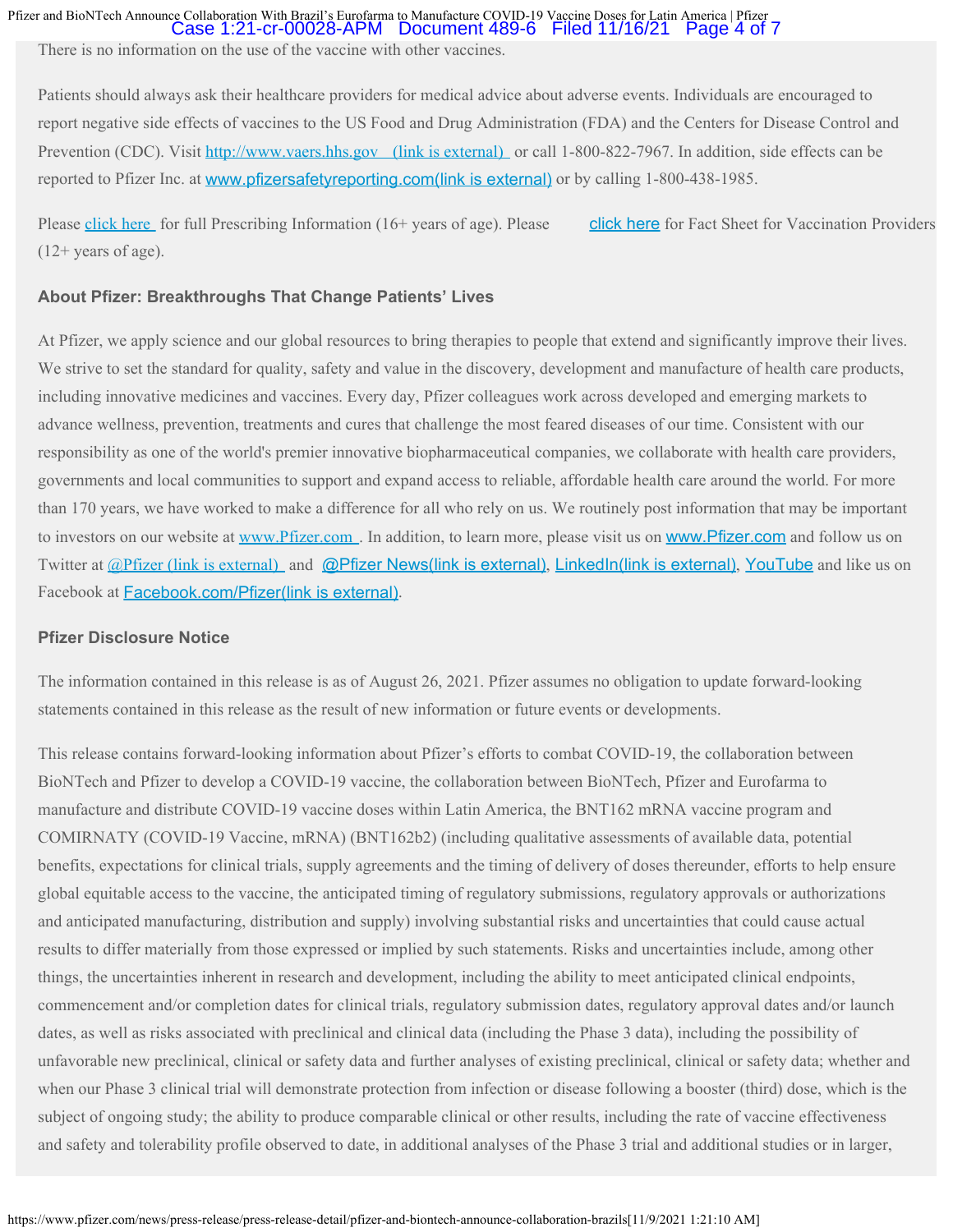There is no information on the use of the vaccine with other vaccines.

Patients should always ask their healthcare providers for medical advice about adverse events. Individuals are encouraged to report negative side effects of vaccines to the US Food and Drug Administration (FDA) and the Centers for Disease Control and Prevention (CDC). Visit http://www.vaers.hhs.gov (link is external) or call 1-800-822-7967. In addition, side effects can be reported to Pfizer Inc. at www.pfizersafetyreporting.com(link is external) or by calling 1-800-438-1985.

Please click here for full Prescribing Information (16+ years of age). Please click here for Fact Sheet for Vaccination Providers (12+ years of age).

### About Pfizer: Breakthroughs That Change Patients' Lives

At Pfizer, we apply science and our global resources to bring therapies to people that extend and significantly improve their lives. We strive to set the standard for quality, safety and value in the discovery, development and manufacture of health care products, including innovative medicines and vaccines. Every day, Pfizer colleagues work across developed and emerging markets to advance wellness, prevention, treatments and cures that challenge the most feared diseases of our time. Consistent with our responsibility as one of the world's premier innovative biopharmaceutical companies, we collaborate with health care providers, governments and local communities to support and expand access to reliable, affordable health care around the world. For more than 170 years, we have worked to make a difference for all who rely on us. We routinely post information that may be important to investors on our website at www.Pfizer.com. In addition, to learn more, please visit us on www.Pfizer.com and follow us on Twitter at @Pfizer (link is external) and @Pfizer News(link is external), LinkedIn(link is external), YouTube and like us on Facebook at Facebook.com/Pfizer(link is external).

### Pfizer Disclosure Notice

The information contained in this release is as of August 26, 2021. Pfizer assumes no obligation to update forward-looking statements contained in this release as the result of new information or future events or developments.

This release contains forward-looking information about Pfizer's efforts to combat COVID-19, the collaboration between BioNTech and Pfizer to develop a COVID-19 vaccine, the collaboration between BioNTech, Pfizer and Eurofarma to manufacture and distribute COVID-19 vaccine doses within Latin America, the BNT162 mRNA vaccine program and COMIRNATY (COVID-19 Vaccine, mRNA) (BNT162b2) (including qualitative assessments of available data, potential benefits, expectations for clinical trials, supply agreements and the timing of delivery of doses thereunder, efforts to help ensure global equitable access to the vaccine, the anticipated timing of regulatory submissions, regulatory approvals or authorizations and anticipated manufacturing, distribution and supply) involving substantial risks and uncertainties that could cause actual results to differ materially from those expressed or implied by such statements. Risks and uncertainties include, among other things, the uncertainties inherent in research and development, including the ability to meet anticipated clinical endpoints, commencement and/or completion dates for clinical trials, regulatory submission dates, regulatory approval dates and/or launch dates, as well as risks associated with preclinical and clinical data (including the Phase 3 data), including the possibility of unfavorable new preclinical, clinical or safety data and further analyses of existing preclinical, clinical or safety data; whether and when our Phase 3 clinical trial will demonstrate protection from infection or disease following a booster (third) dose, which is the subject of ongoing study; the ability to produce comparable clinical or other results, including the rate of vaccine effectiveness and safety and tolerability profile observed to date, in additional analyses of the Phase 3 trial and additional studies or in larger,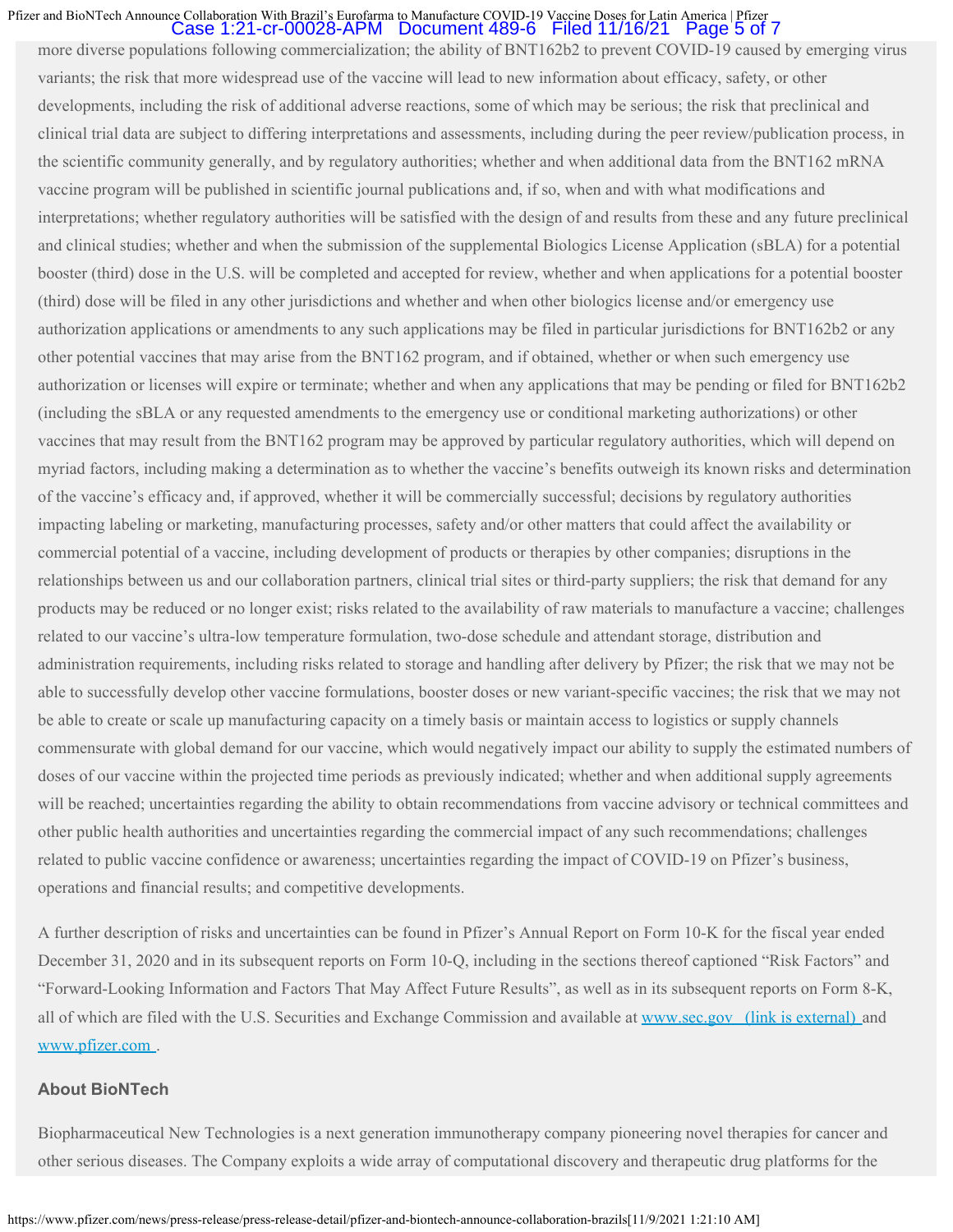more diverse populations following commercialization; the ability of BNT162b2 to prevent COVID-19 caused by emerging virus variants; the risk that more widespread use of the vaccine will lead to new information about efficacy, safety, or other developments, including the risk of additional adverse reactions, some of which may be serious; the risk that preclinical and clinical trial data are subject to differing interpretations and assessments, including during the peer review/publication process, in the scientific community generally, and by regulatory authorities; whether and when additional data from the BNT162 mRNA vaccine program will be published in scientific journal publications and, if so, when and with what modifications and interpretations; whether regulatory authorities will be satisfied with the design of and results from these and any future preclinical and clinical studies; whether and when the submission of the supplemental Biologics License Application (sBLA) for a potential booster (third) dose in the U.S. will be completed and accepted for review, whether and when applications for a potential booster (third) dose will be filed in any other jurisdictions and whether and when other biologics license and/or emergency use authorization applications or amendments to any such applications may be filed in particular jurisdictions for BNT162b2 or any other potential vaccines that may arise from the BNT162 program, and if obtained, whether or when such emergency use authorization or licenses will expire or terminate; whether and when any applications that may be pending or filed for BNT162b2 (including the sBLA or any requested amendments to the emergency use or conditional marketing authorizations) or other vaccines that may result from the BNT162 program may be approved by particular regulatory authorities, which will depend on myriad factors, including making a determination as to whether the vaccine's benefits outweigh its known risks and determination of the vaccine's efficacy and, if approved, whether it will be commercially successful; decisions by regulatory authorities impacting labeling or marketing, manufacturing processes, safety and/or other matters that could affect the availability or commercial potential of a vaccine, including development of products or therapies by other companies; disruptions in the relationships between us and our collaboration partners, clinical trial sites or third-party suppliers; the risk that demand for any products may be reduced or no longer exist; risks related to the availability of raw materials to manufacture a vaccine; challenges related to our vaccine's ultra-low temperature formulation, two-dose schedule and attendant storage, distribution and administration requirements, including risks related to storage and handling after delivery by Pfizer; the risk that we may not be able to successfully develop other vaccine formulations, booster doses or new variant-specific vaccines; the risk that we may not be able to create or scale up manufacturing capacity on a timely basis or maintain access to logistics or supply channels commensurate with global demand for our vaccine, which would negatively impact our ability to supply the estimated numbers of doses of our vaccine within the projected time periods as previously indicated; whether and when additional supply agreements will be reached; uncertainties regarding the ability to obtain recommendations from vaccine advisory or technical committees and other public health authorities and uncertainties regarding the commercial impact of any such recommendations; challenges related to public vaccine confidence or awareness; uncertainties regarding the impact of COVID-19 on Pfizer's business, operations and financial results; and competitive developments.

A further description of risks and uncertainties can be found in Pfizer's Annual Report on Form 10-K for the fiscal year ended December 31, 2020 and in its subsequent reports on Form 10-Q, including in the sections thereof captioned "Risk Factors" and "Forward-Looking Information and Factors That May Affect Future Results", as well as in its subsequent reports on Form 8-K, all of which are filed with the U.S. Securities and Exchange Commission and available at www.sec.gov (link is external) and www.pfizer.com .

**About BioNTech**

Biopharmaceutical New Technologies is a next generation immunotherapy company pioneering novel therapies for cancer and other serious diseases. The Company exploits a wide array of computational discovery and therapeutic drug platforms for the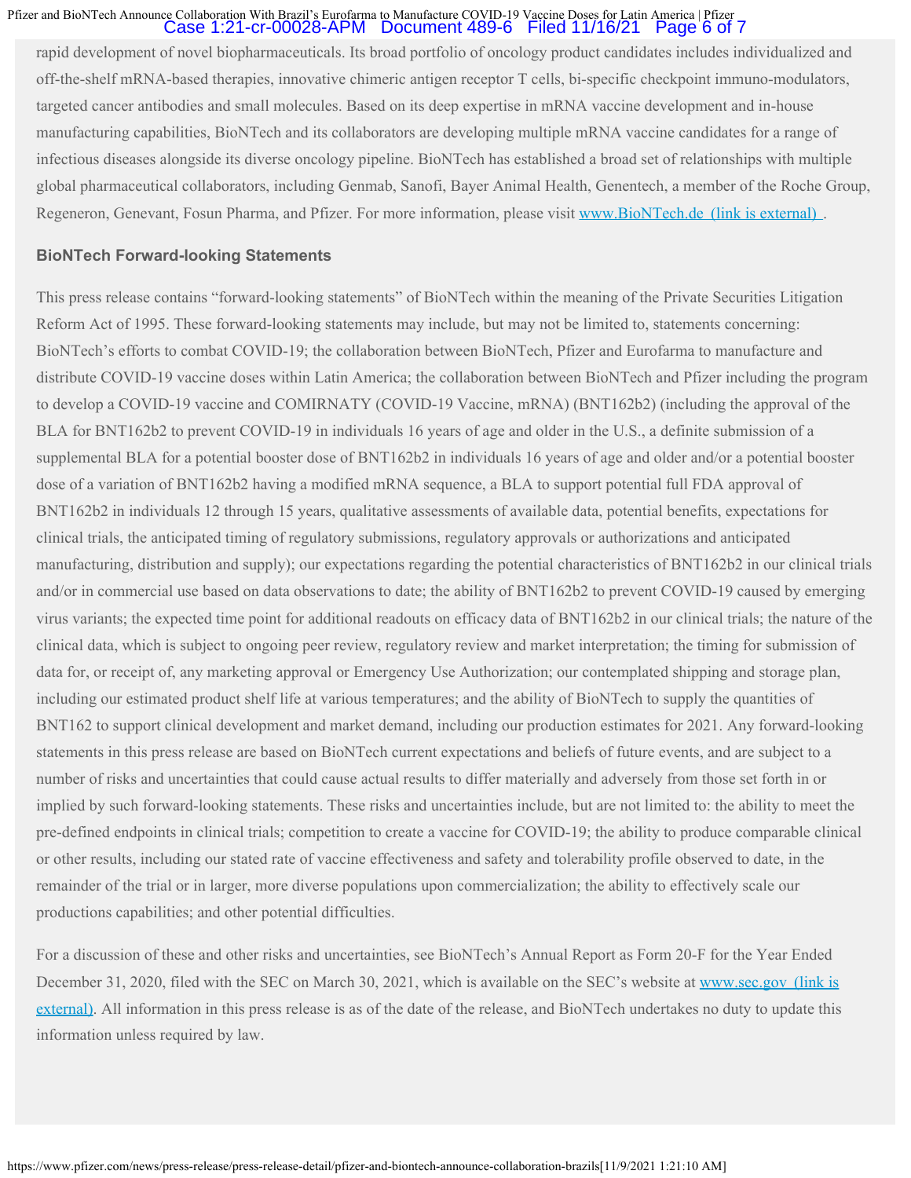rapid development of novel biopharmaceuticals. Its broad portfolio of oncology product candidates includes individualized and off-the-shelf mRNA-based therapies, innovative chimeric antigen receptor T cells, bi-specific checkpoint immuno-modulators, targeted cancer antibodies and small molecules. Based on its deep expertise in mRNA vaccine development and in-house manufacturing capabilities, BioNTech and its collaborators are developing multiple mRNA vaccine candidates for a range of infectious diseases alongside its diverse oncology pipeline. BioNTech has established a broad set of relationships with multiple global pharmaceutical collaborators, including Genmab, Sanofi, Bayer Animal Health, Genentech, a member of the Roche Group, Regeneron, Genevant, Fosun Pharma, and Pfizer. For more information, please visit [www.BioNTech.de (link is external)](www.BioNTech.de).

### BioNTech Forward-looking Statements

This press release contains "forward-looking statements" of BioNTech within the meaning of the Private Securities Litigation Reform Act of 1995. These forward-looking statements may include, but may not be limited to, statements concerning: BioNTech's efforts to combat COVID-19; the collaboration between BioNTech, Pfizer and Eurofarma to manufacture and distribute COVID-19 vaccine doses within Latin America; the collaboration between BioNTech and Pfizer including the program to develop a COVID-19 vaccine and COMIRNATY (COVID-19 Vaccine, mRNA) (BNT162b2) (including the approval of the BLA for BNT162b2 to prevent COVID-19 in individuals 16 years of age and older in the U.S., a definite submission of a supplemental BLA for a potential booster dose of BNT162b2 in individuals 16 years of age and older and/or a potential booster dose of a variation of BNT162b2 having a modified mRNA sequence, a BLA to support potential full FDA approval of BNT162b2 in individuals 12 through 15 years, qualitative assessments of available data, potential benefits, expectations for clinical trials, the anticipated timing of regulatory submissions, regulatory approvals or authorizations and anticipated manufacturing, distribution and supply); our expectations regarding the potential characteristics of BNT162b2 in our clinical trials and/or in commercial use based on data observations to date; the ability of BNT162b2 to prevent COVID-19 caused by emerging virus variants; the expected time point for additional readouts on efficacy data of BNT162b2 in our clinical trials; the nature of the clinical data, which is subject to ongoing peer review, regulatory review and market interpretation; the timing for submission of data for, or receipt of, any marketing approval or Emergency Use Authorization; our contemplated shipping and storage plan, including our estimated product shelf life at various temperatures; and the ability of BioNTech to supply the quantities of BNT162 to support clinical development and market demand, including our production estimates for 2021. Any forward-looking statements in this press release are based on BioNTech current expectations and beliefs of future events, and are subject to a number of risks and uncertainties that could cause actual results to differ materially and adversely from those set forth in or implied by such forward-looking statements. These risks and uncertainties include, but are not limited to: the ability to meet the pre-defined endpoints in clinical trials; competition to create a vaccine for COVID-19; the ability to produce comparable clinical or other results, including our stated rate of vaccine effectiveness and safety and tolerability profile observed to date, in the remainder of the trial or in larger, more diverse populations upon commercialization; the ability to effectively scale our productions capabilities; and other potential difficulties.

For a discussion of these and other risks and uncertainties, see BioNTech's Annual Report as Form 20-F for the Year Ended December 31, 2020, filed with the SEC on March 30, 2021, which is available on the SEC's website at [www.sec.gov (link is external)](www.sec.gov). All information in this press release is as of the date of the release, and BioNTech undertakes no duty to update this information unless required by law.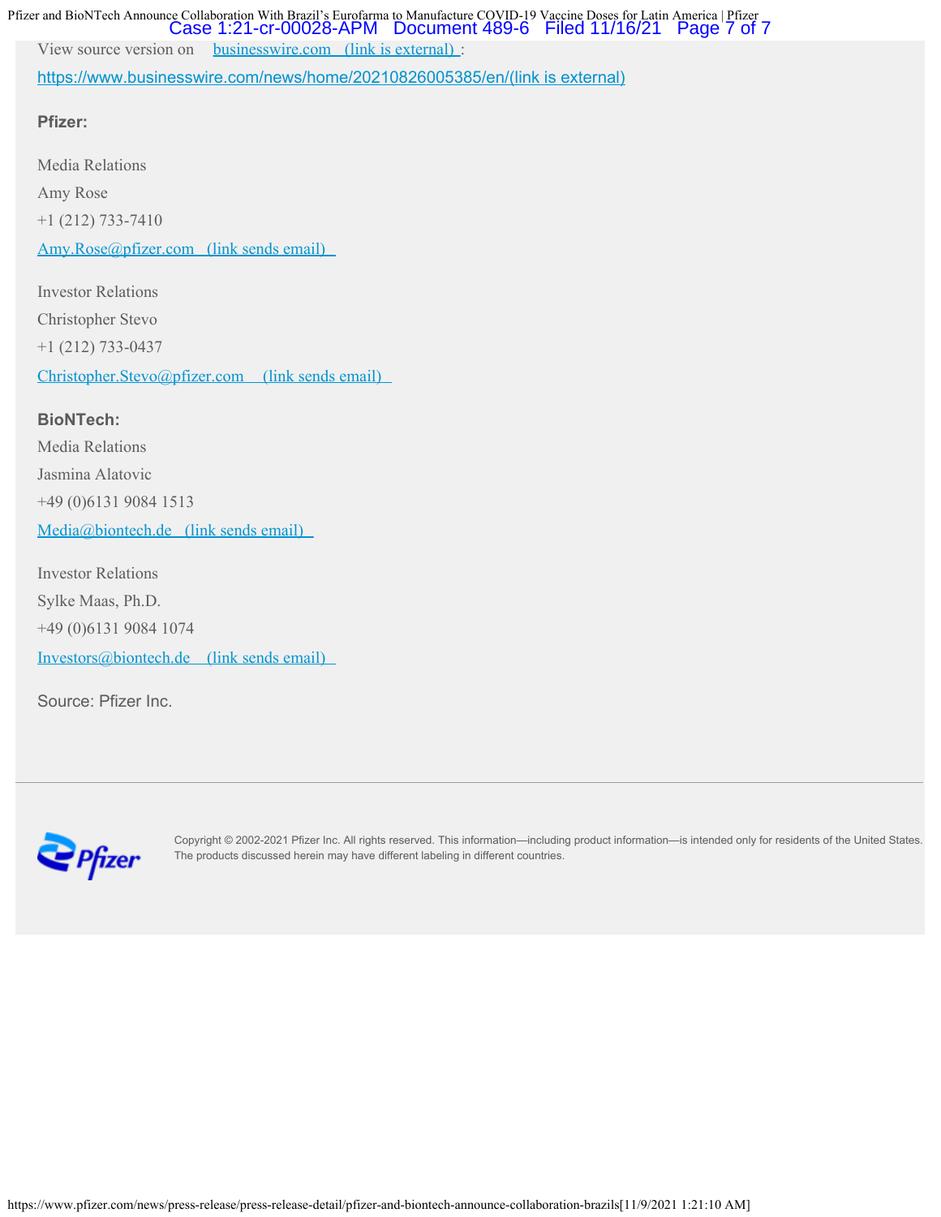View source version on businesswire.com (link is external) :

https://www.businesswire.com/news/home/20210826005385/en/(link is external)

**Pfizer:**

Media Relations
Amy Rose
+1 (212) 733-7410
Amy.Rose@pfizer.com (link sends email)

Investor Relations
Christopher Stevo
+1 (212) 733-0437
Christopher.Stevo@pfizer.com (link sends email)

**BioNTech:**

Media Relations
Jasmina Alatovic
+49 (0)6131 9084 1513
Media@biontech.de (link sends email)

Investor Relations
Sylke Maas, Ph.D.
+49 (0)6131 9084 1074
Investors@biontech.de (link sends email)

Source: Pfizer Inc.

Pfizer

Copyright © 2002-2021 Pfizer Inc. All rights reserved. This information—including product information—is intended only for residents of the United States. The products discussed herein may have different labeling in different countries.